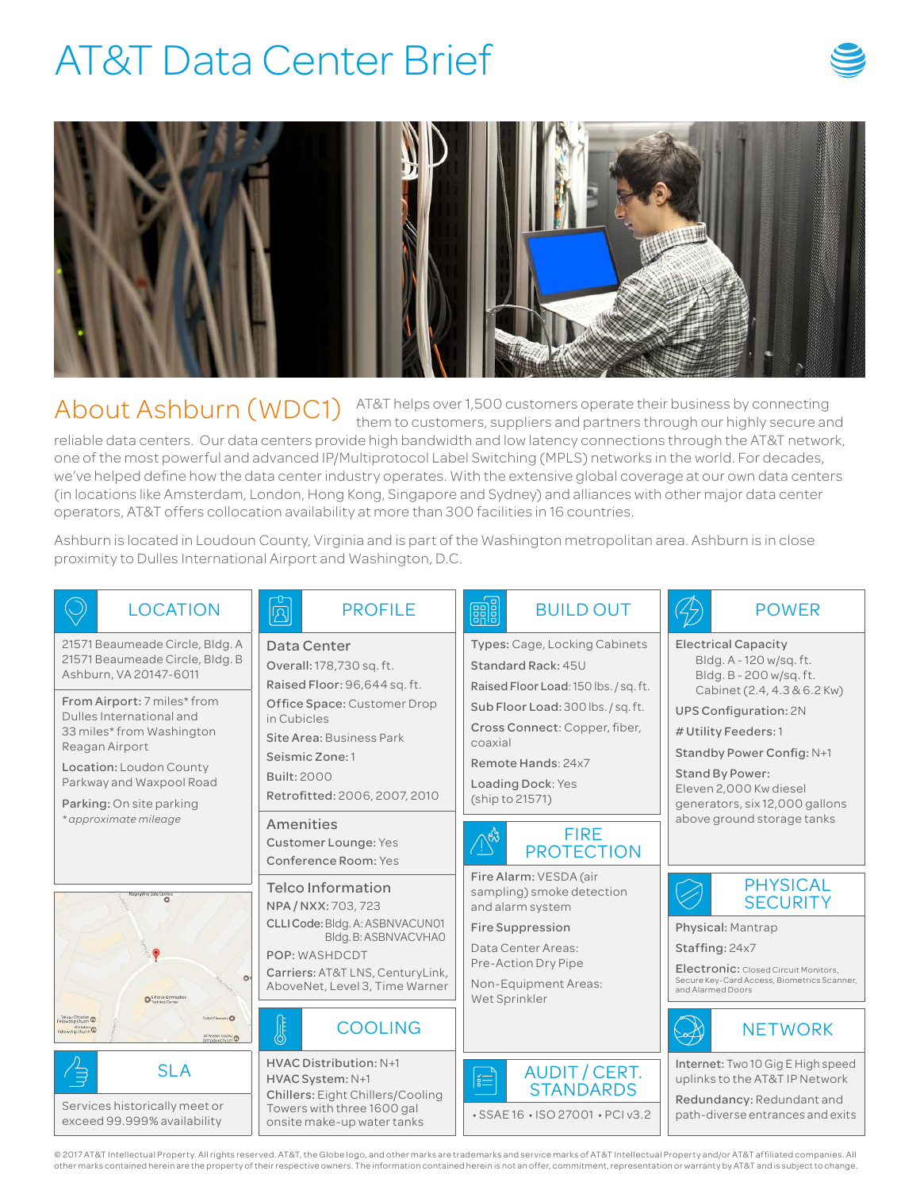# AT&T Data Center Brief

## About Ashburn (WDC1)

AT&T helps over 1,500 customers operate their business by connecting them to customers, suppliers and partners through our highly secure and reliable data centers. Our data centers provide high bandwidth and low latency connections through the AT&T network, one of the most powerful and advanced IP/Multiprotocol Label Switching (MPLS) networks in the world. For decades, we've helped define how the data center industry operates. With the extensive global coverage at our own data centers (in locations like Amsterdam, London, Hong Kong, Singapore and Sydney) and alliances with other major data center operators, AT&T offers collocation availability at more than 300 facilities in 16 countries.

Ashburn is located in Loudoun County, Virginia and is part of the Washington metropolitan area. Ashburn is in close proximity to Dulles International Airport and Washington, D.C.

### LOCATION

21571 Beaumeade Circle, Bldg. A
21571 Beaumeade Circle, Bldg. B
Ashburn, VA 20147-6011

**From Airport:** 7 miles* from Dulles International and 33 miles* from Washington Reagan Airport

**Location:** Loudon County Parkway and Waxpool Road

**Parking:** On site parking

*\*approximate mileage*

### SLA

Services historically meet or exceed 99.999% availability

### PROFILE

**Data Center**

- **Overall:** 178,730 sq. ft.
- **Raised Floor:** 96,644 sq. ft.
- **Office Space:** Customer Drop in Cubicles
- **Site Area:** Business Park
- **Seismic Zone:** 1
- **Built:** 2000
- **Retrofitted:** 2006, 2007, 2010

**Amenities**

- **Customer Lounge:** Yes
- **Conference Room:** Yes

**Telco Information**

- **NPA / NXX:** 703, 723
- **CLLI Code:** Bldg. A: ASBNVACUN01, Bldg. B: ASBNVACVHA0
- **POP:** WASHDCDT
- **Carriers:** AT&T LNS, CenturyLink, AboveNet, Level 3, Time Warner

### COOLING

- **HVAC Distribution:** N+1
- **HVAC System:** N+1
- **Chillers:** Eight Chillers/Cooling Towers with three 1600 gal onsite make-up water tanks

### BUILD OUT

- **Types:** Cage, Locking Cabinets
- **Standard Rack:** 45U
- **Raised Floor Load:** 150 lbs. / sq. ft.
- **Sub Floor Load:** 300 lbs. / sq. ft.
- **Cross Connect:** Copper, fiber, coaxial
- **Remote Hands:** 24x7
- **Loading Dock:** Yes (ship to 21571)

### FIRE PROTECTION

**Fire Alarm:** VESDA (air sampling) smoke detection and alarm system

**Fire Suppression**

Data Center Areas: Pre-Action Dry Pipe

Non-Equipment Areas: Wet Sprinkler

### AUDIT / CERT. STANDARDS

• SSAE 16 • ISO 27001 • PCI v3.2

### POWER

**Electrical Capacity**
Bldg. A - 120 w/sq. ft.
Bldg. B - 200 w/sq. ft.
Cabinet (2.4, 4.3 & 6.2 Kw)

- **UPS Configuration:** 2N
- **# Utility Feeders:** 1
- **Standby Power Config:** N+1
- **Stand By Power:** Eleven 2,000 Kw diesel generators, six 12,000 gallons above ground storage tanks

### PHYSICAL SECURITY

- **Physical:** Mantrap
- **Staffing:** 24x7
- **Electronic:** Closed Circuit Monitors, Secure Key-Card Access, Biometrics Scanner, and Alarmed Doors

### NETWORK

- **Internet:** Two 10 Gig E High speed uplinks to the AT&T IP Network
- **Redundancy:** Redundant and path-diverse entrances and exits

© 2017 AT&T Intellectual Property. All rights reserved. AT&T, the Globe logo, and other marks are trademarks and service marks of AT&T Intellectual Property and/or AT&T affiliated companies. All other marks contained herein are the property of their respective owners. The information contained herein is not an offer, commitment, representation or warranty by AT&T and is subject to change.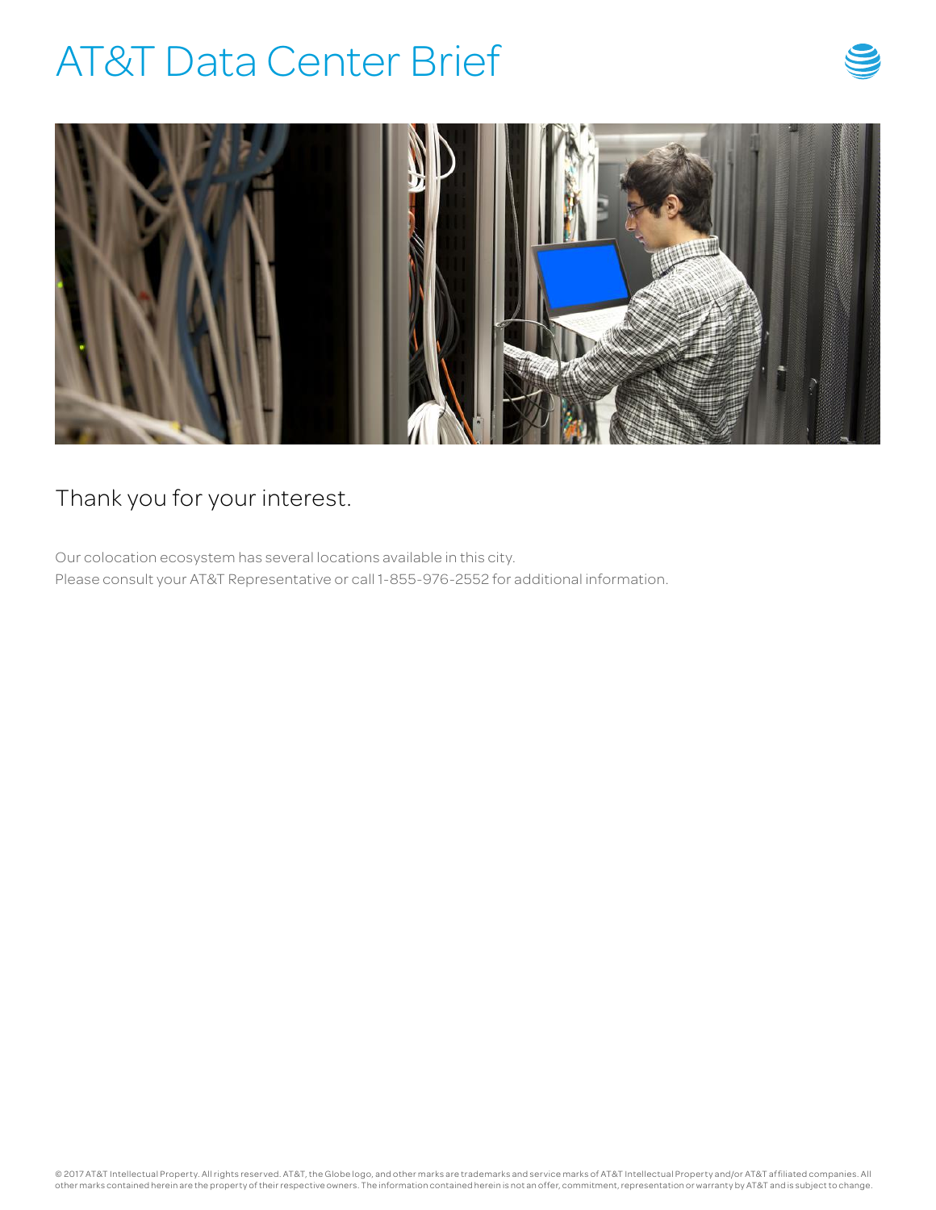# AT&T Data Center Brief

## Thank you for your interest.

Our colocation ecosystem has several locations available in this city.
Please consult your AT&T Representative or call 1-855-976-2552 for additional information.

© 2017 AT&T Intellectual Property. All rights reserved. AT&T, the Globe logo, and other marks are trademarks and service marks of AT&T Intellectual Property and/or AT&T affiliated companies. All other marks contained herein are the property of their respective owners. The information contained herein is not an offer, commitment, representation or warranty by AT&T and is subject to change.